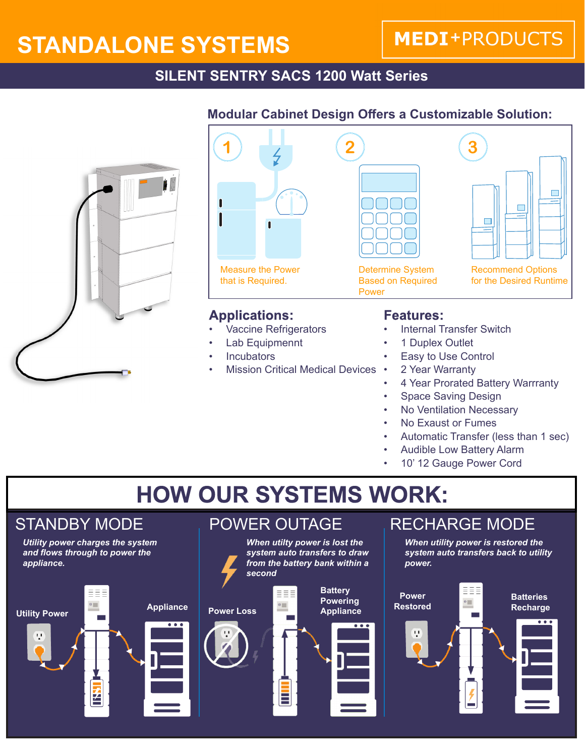# STANDALONE SYSTEMS

**MEDI+PRODUCTS**

## SILENT SENTRY SACS 1200 Watt Series

### Modular Cabinet Design Offers a Customizable Solution:

1. Measure the Power that is Required.
2. Determine System Based on Required Power
3. Recommend Options for the Desired Runtime

### Applications:

- Vaccine Refrigerators
- Lab Equipmennt
- Incubators
- Mission Critical Medical Devices

### Features:

- Internal Transfer Switch
- 1 Duplex Outlet
- Easy to Use Control
- 2 Year Warranty
- 4 Year Prorated Battery Warrranty
- Space Saving Design
- No Ventilation Necessary
- No Exaust or Fumes
- Automatic Transfer (less than 1 sec)
- Audible Low Battery Alarm
- 10' 12 Gauge Power Cord

## HOW OUR SYSTEMS WORK:

### STANDBY MODE

*Utility power charges the system and flows through to power the appliance.*

Utility Power

Appliance

### POWER OUTAGE

*When utility power is lost the system auto transfers to draw from the battery bank within a second*

Power Loss

Battery Powering Appliance

### RECHARGE MODE

*When utility power is restored the system auto transfers back to utility power.*

Power Restored

Batteries Recharge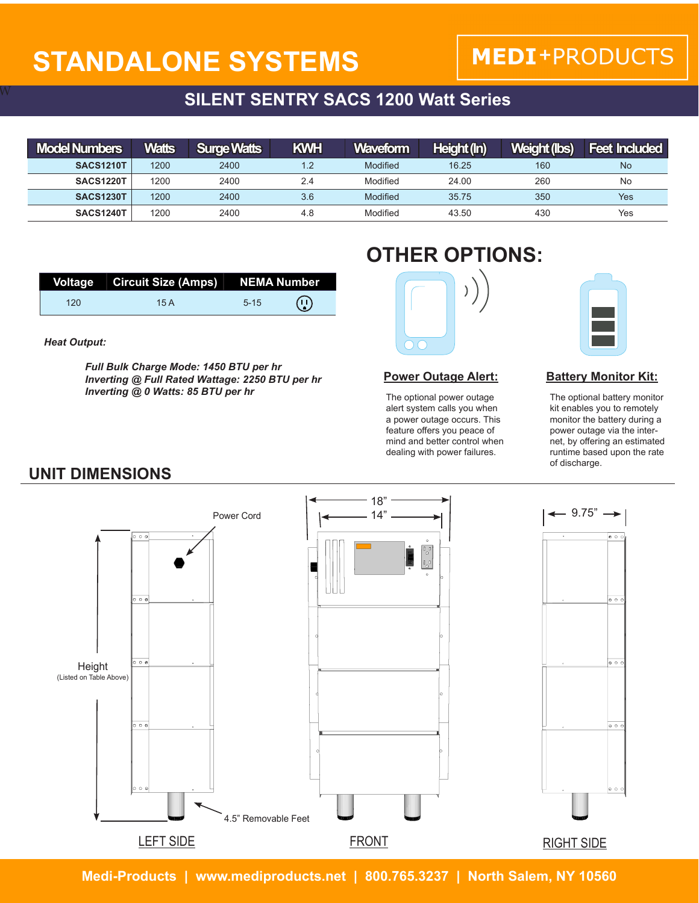# STANDALONE SYSTEMS

MEDI+PRODUCTS

## SILENT SENTRY SACS 1200 Watt Series

| Model Numbers | Watts | Surge Watts | KWH | Waveform | Height (In) | Weight (lbs) | Feet Included |
|---|---|---|---|---|---|---|---|
| SACS1210T | 1200 | 2400 | 1.2 | Modified | 16.25 | 160 | No |
| SACS1220T | 1200 | 2400 | 2.4 | Modified | 24.00 | 260 | No |
| SACS1230T | 1200 | 2400 | 3.6 | Modified | 35.75 | 350 | Yes |
| SACS1240T | 1200 | 2400 | 4.8 | Modified | 43.50 | 430 | Yes |

| Voltage | Circuit Size (Amps) | NEMA Number |
|---|---|---|
| 120 | 15 A | 5-15 |

***Heat Output:***

***Full Bulk Charge Mode: 1450 BTU per hr***
***Inverting @ Full Rated Wattage: 2250 BTU per hr***
***Inverting @ 0 Watts: 85 BTU per hr***

## OTHER OPTIONS:

### Power Outage Alert:

The optional power outage alert system calls you when a power outage occurs. This feature offers you peace of mind and better control when dealing with power failures.

### Battery Monitor Kit:

The optional battery monitor kit enables you to remotely monitor the battery during a power outage via the internet, by offering an estimated runtime based upon the rate of discharge.

## UNIT DIMENSIONS

Power Cord

Height
(Listed on Table Above)

4.5" Removable Feet

18"
14"

9.75"

LEFT SIDE

FRONT

RIGHT SIDE

Medi-Products | www.mediproducts.net | 800.765.3237 | North Salem, NY 10560